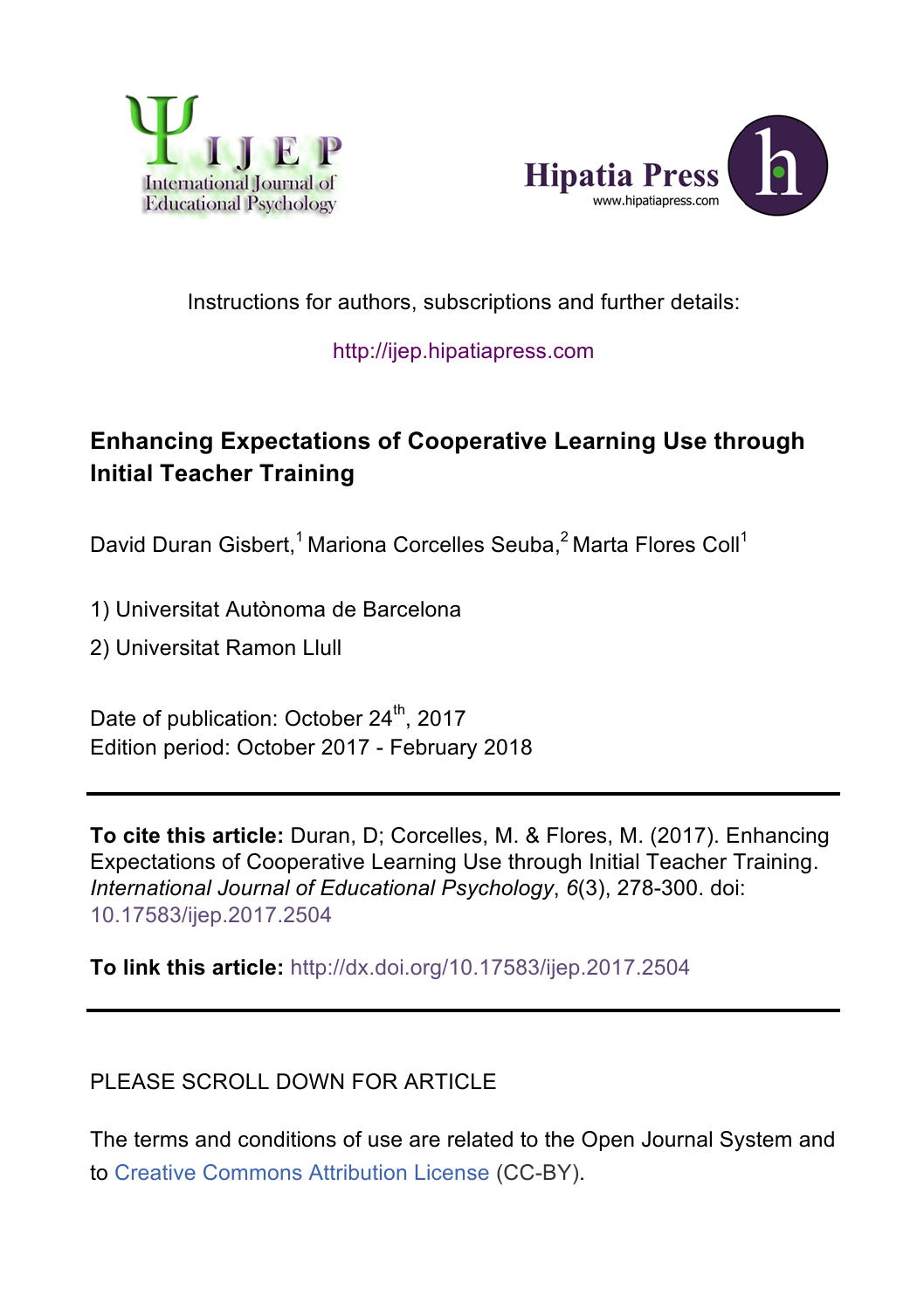Instructions for authors, subscriptions and further details:

http://ijep.hipatiapress.com

# Enhancing Expectations of Cooperative Learning Use through Initial Teacher Training

David Duran Gisbert,[1] Mariona Corcelles Seuba,[2] Marta Flores Coll[1]

1) Universitat Autònoma de Barcelona

2) Universitat Ramon Llull

Date of publication: October 24th, 2017
Edition period: October 2017 - February 2018

---

**To cite this article:** Duran, D; Corcelles, M. & Flores, M. (2017). Enhancing Expectations of Cooperative Learning Use through Initial Teacher Training. *International Journal of Educational Psychology*, *6*(3), 278-300. doi: 10.17583/ijep.2017.2504

**To link this article:** http://dx.doi.org/10.17583/ijep.2017.2504

---

PLEASE SCROLL DOWN FOR ARTICLE

The terms and conditions of use are related to the Open Journal System and to Creative Commons Attribution License (CC-BY).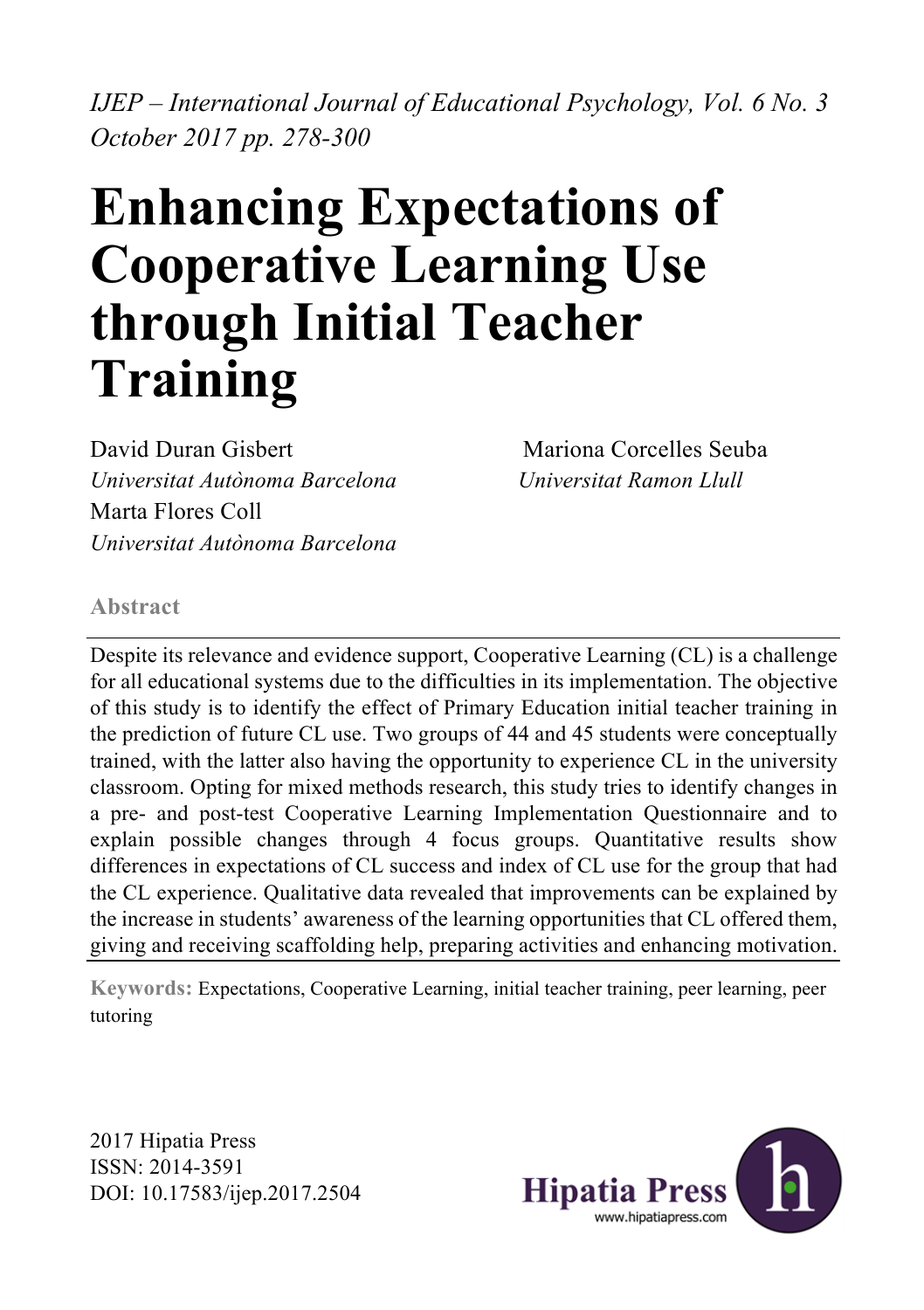*IJEP – International Journal of Educational Psychology, Vol. 6 No. 3 October 2017 pp. 278-300*

# Enhancing Expectations of Cooperative Learning Use through Initial Teacher Training

David Duran Gisbert
*Universitat Autònoma Barcelona*

Mariona Corcelles Seuba
*Universitat Ramon Llull*

Marta Flores Coll
*Universitat Autònoma Barcelona*

## Abstract

Despite its relevance and evidence support, Cooperative Learning (CL) is a challenge for all educational systems due to the difficulties in its implementation. The objective of this study is to identify the effect of Primary Education initial teacher training in the prediction of future CL use. Two groups of 44 and 45 students were conceptually trained, with the latter also having the opportunity to experience CL in the university classroom. Opting for mixed methods research, this study tries to identify changes in a pre- and post-test Cooperative Learning Implementation Questionnaire and to explain possible changes through 4 focus groups. Quantitative results show differences in expectations of CL success and index of CL use for the group that had the CL experience. Qualitative data revealed that improvements can be explained by the increase in students' awareness of the learning opportunities that CL offered them, giving and receiving scaffolding help, preparing activities and enhancing motivation.

**Keywords:** Expectations, Cooperative Learning, initial teacher training, peer learning, peer tutoring

2017 Hipatia Press
ISSN: 2014-3591
DOI: 10.17583/ijep.2017.2504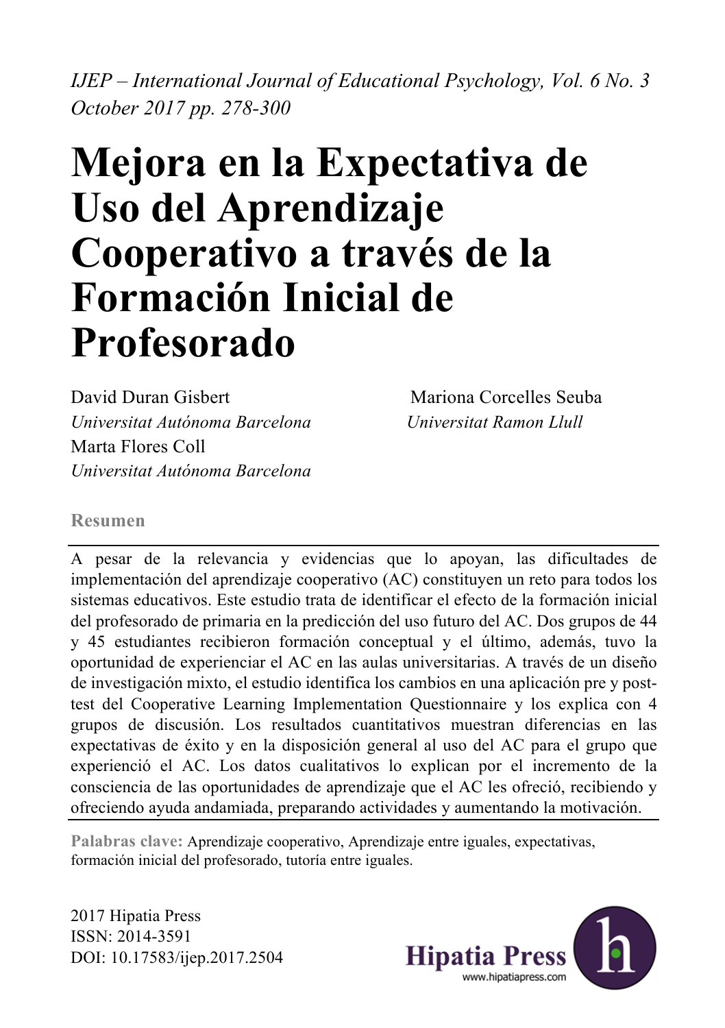*IJEP – International Journal of Educational Psychology, Vol. 6 No. 3 October 2017 pp. 278-300*

# Mejora en la Expectativa de Uso del Aprendizaje Cooperativo a través de la Formación Inicial de Profesorado

David Duran Gisbert
*Universitat Autónoma Barcelona*

Marta Flores Coll
*Universitat Autónoma Barcelona*

Mariona Corcelles Seuba
*Universitat Ramon Llull*

## Resumen

A pesar de la relevancia y evidencias que lo apoyan, las dificultades de implementación del aprendizaje cooperativo (AC) constituyen un reto para todos los sistemas educativos. Este estudio trata de identificar el efecto de la formación inicial del profesorado de primaria en la predicción del uso futuro del AC. Dos grupos de 44 y 45 estudiantes recibieron formación conceptual y el último, además, tuvo la oportunidad de experienciar el AC en las aulas universitarias. A través de un diseño de investigación mixto, el estudio identifica los cambios en una aplicación pre y post-test del Cooperative Learning Implementation Questionnaire y los explica con 4 grupos de discusión. Los resultados cuantitativos muestran diferencias en las expectativas de éxito y en la disposición general al uso del AC para el grupo que experienció el AC. Los datos cualitativos lo explican por el incremento de la consciencia de las oportunidades de aprendizaje que el AC les ofreció, recibiendo y ofreciendo ayuda andamiada, preparando actividades y aumentando la motivación.

**Palabras clave:** Aprendizaje cooperativo, Aprendizaje entre iguales, expectativas, formación inicial del profesorado, tutoría entre iguales.

2017 Hipatia Press
ISSN: 2014-3591
DOI: 10.17583/ijep.2017.2504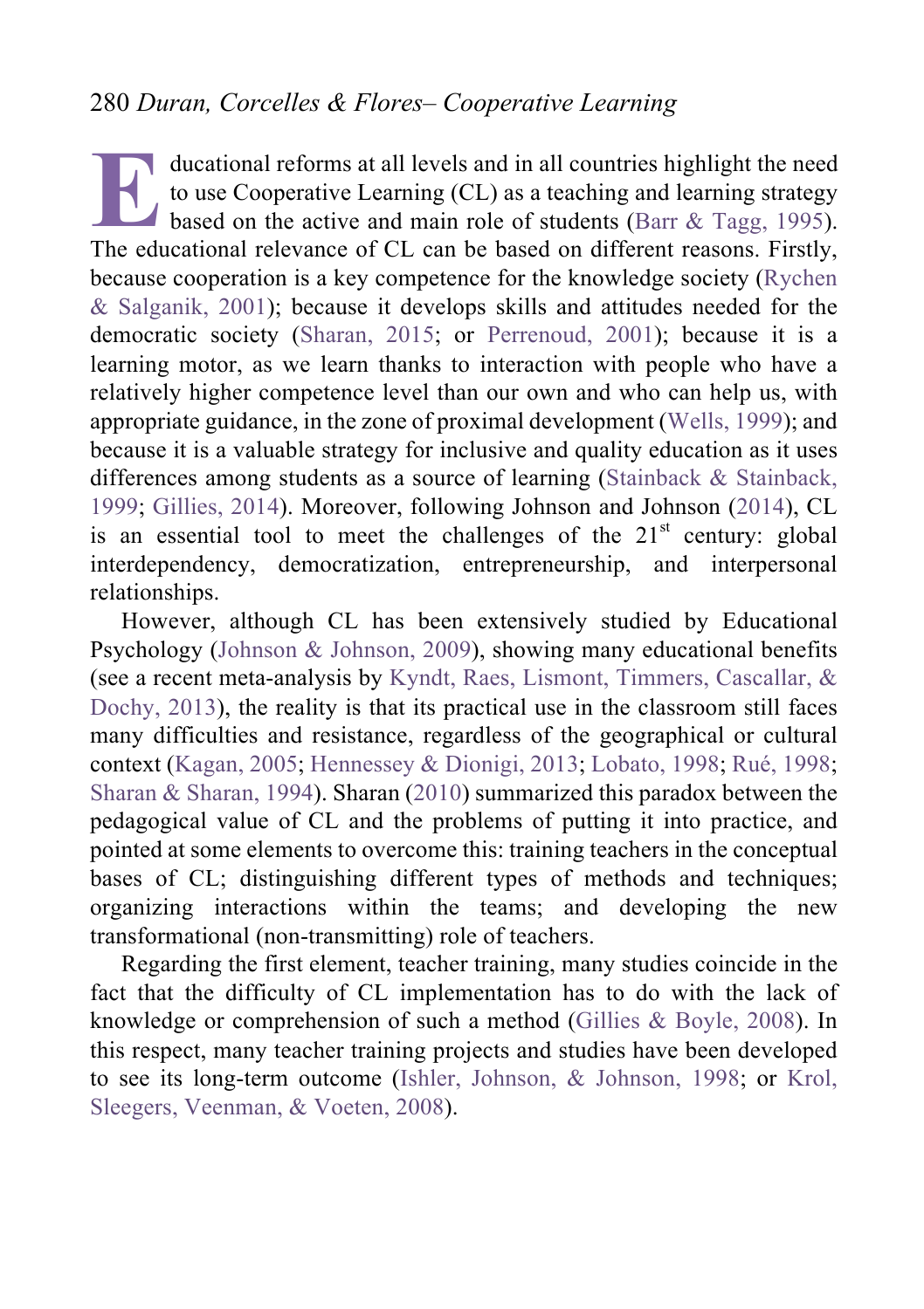Educational reforms at all levels and in all countries highlight the need to use Cooperative Learning (CL) as a teaching and learning strategy based on the active and main role of students (Barr & Tagg, 1995). The educational relevance of CL can be based on different reasons. Firstly, because cooperation is a key competence for the knowledge society (Rychen & Salganik, 2001); because it develops skills and attitudes needed for the democratic society (Sharan, 2015; or Perrenoud, 2001); because it is a learning motor, as we learn thanks to interaction with people who have a relatively higher competence level than our own and who can help us, with appropriate guidance, in the zone of proximal development (Wells, 1999); and because it is a valuable strategy for inclusive and quality education as it uses differences among students as a source of learning (Stainback & Stainback, 1999; Gillies, 2014). Moreover, following Johnson and Johnson (2014), CL is an essential tool to meet the challenges of the 21st century: global interdependency, democratization, entrepreneurship, and interpersonal relationships.

However, although CL has been extensively studied by Educational Psychology (Johnson & Johnson, 2009), showing many educational benefits (see a recent meta-analysis by Kyndt, Raes, Lismont, Timmers, Cascallar, & Dochy, 2013), the reality is that its practical use in the classroom still faces many difficulties and resistance, regardless of the geographical or cultural context (Kagan, 2005; Hennessey & Dionigi, 2013; Lobato, 1998; Rué, 1998; Sharan & Sharan, 1994). Sharan (2010) summarized this paradox between the pedagogical value of CL and the problems of putting it into practice, and pointed at some elements to overcome this: training teachers in the conceptual bases of CL; distinguishing different types of methods and techniques; organizing interactions within the teams; and developing the new transformational (non-transmitting) role of teachers.

Regarding the first element, teacher training, many studies coincide in the fact that the difficulty of CL implementation has to do with the lack of knowledge or comprehension of such a method (Gillies & Boyle, 2008). In this respect, many teacher training projects and studies have been developed to see its long-term outcome (Ishler, Johnson, & Johnson, 1998; or Krol, Sleegers, Veenman, & Voeten, 2008).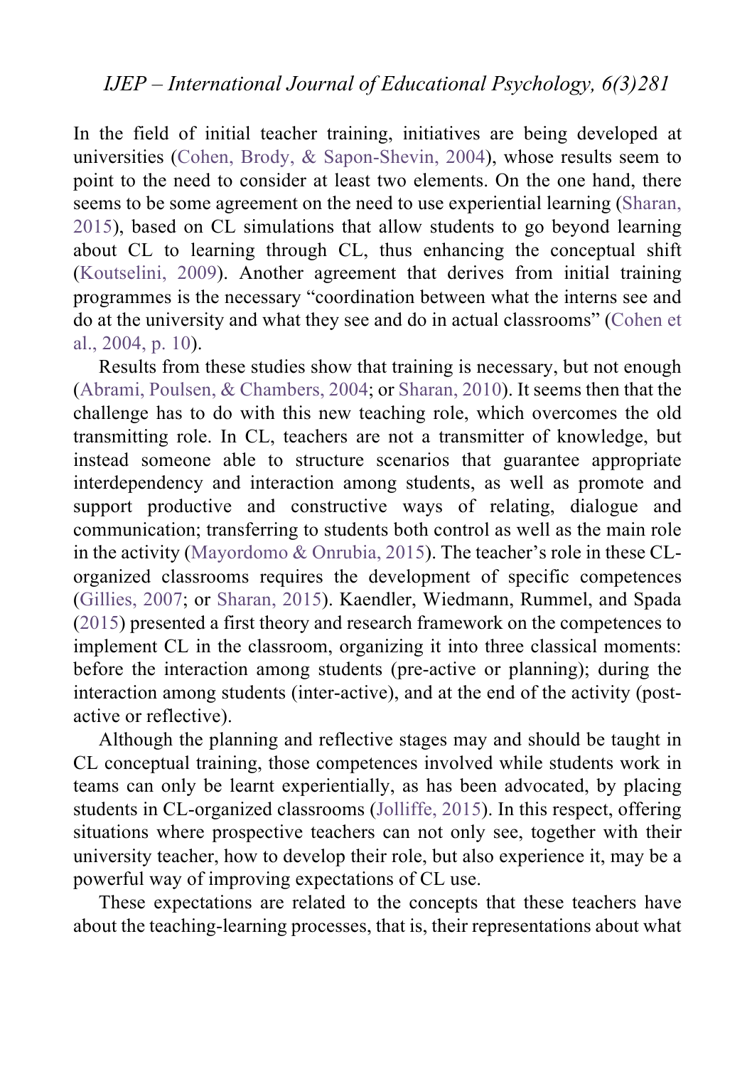In the field of initial teacher training, initiatives are being developed at universities (Cohen, Brody, & Sapon-Shevin, 2004), whose results seem to point to the need to consider at least two elements. On the one hand, there seems to be some agreement on the need to use experiential learning (Sharan, 2015), based on CL simulations that allow students to go beyond learning about CL to learning through CL, thus enhancing the conceptual shift (Koutselini, 2009). Another agreement that derives from initial training programmes is the necessary "coordination between what the interns see and do at the university and what they see and do in actual classrooms" (Cohen et al., 2004, p. 10).

Results from these studies show that training is necessary, but not enough (Abrami, Poulsen, & Chambers, 2004; or Sharan, 2010). It seems then that the challenge has to do with this new teaching role, which overcomes the old transmitting role. In CL, teachers are not a transmitter of knowledge, but instead someone able to structure scenarios that guarantee appropriate interdependency and interaction among students, as well as promote and support productive and constructive ways of relating, dialogue and communication; transferring to students both control as well as the main role in the activity (Mayordomo & Onrubia, 2015). The teacher's role in these CL-organized classrooms requires the development of specific competences (Gillies, 2007; or Sharan, 2015). Kaendler, Wiedmann, Rummel, and Spada (2015) presented a first theory and research framework on the competences to implement CL in the classroom, organizing it into three classical moments: before the interaction among students (pre-active or planning); during the interaction among students (inter-active), and at the end of the activity (post-active or reflective).

Although the planning and reflective stages may and should be taught in CL conceptual training, those competences involved while students work in teams can only be learnt experientially, as has been advocated, by placing students in CL-organized classrooms (Jolliffe, 2015). In this respect, offering situations where prospective teachers can not only see, together with their university teacher, how to develop their role, but also experience it, may be a powerful way of improving expectations of CL use.

These expectations are related to the concepts that these teachers have about the teaching-learning processes, that is, their representations about what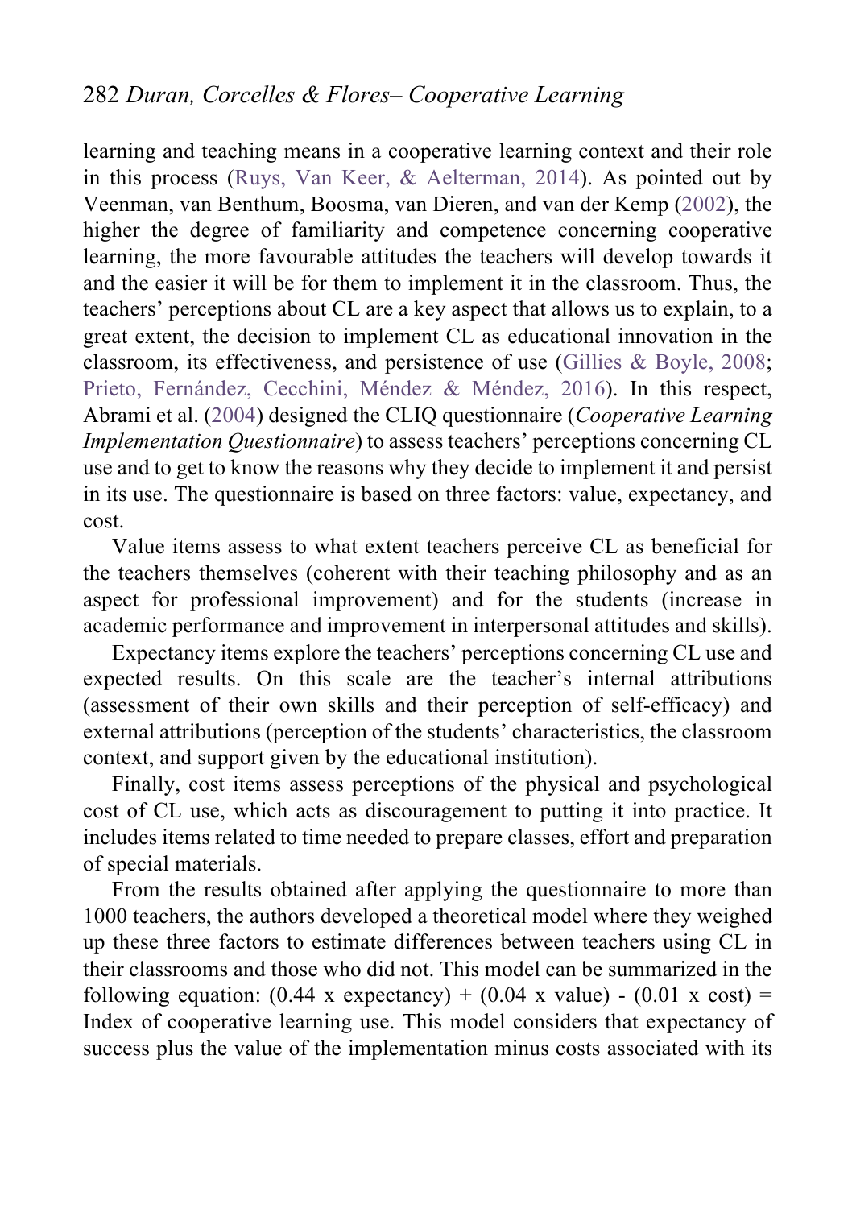learning and teaching means in a cooperative learning context and their role in this process (Ruys, Van Keer, & Aelterman, 2014). As pointed out by Veenman, van Benthum, Boosma, van Dieren, and van der Kemp (2002), the higher the degree of familiarity and competence concerning cooperative learning, the more favourable attitudes the teachers will develop towards it and the easier it will be for them to implement it in the classroom. Thus, the teachers' perceptions about CL are a key aspect that allows us to explain, to a great extent, the decision to implement CL as educational innovation in the classroom, its effectiveness, and persistence of use (Gillies & Boyle, 2008; Prieto, Fernández, Cecchini, Méndez & Méndez, 2016). In this respect, Abrami et al. (2004) designed the CLIQ questionnaire (*Cooperative Learning Implementation Questionnaire*) to assess teachers' perceptions concerning CL use and to get to know the reasons why they decide to implement it and persist in its use. The questionnaire is based on three factors: value, expectancy, and cost.

Value items assess to what extent teachers perceive CL as beneficial for the teachers themselves (coherent with their teaching philosophy and as an aspect for professional improvement) and for the students (increase in academic performance and improvement in interpersonal attitudes and skills).

Expectancy items explore the teachers' perceptions concerning CL use and expected results. On this scale are the teacher's internal attributions (assessment of their own skills and their perception of self-efficacy) and external attributions (perception of the students' characteristics, the classroom context, and support given by the educational institution).

Finally, cost items assess perceptions of the physical and psychological cost of CL use, which acts as discouragement to putting it into practice. It includes items related to time needed to prepare classes, effort and preparation of special materials.

From the results obtained after applying the questionnaire to more than 1000 teachers, the authors developed a theoretical model where they weighed up these three factors to estimate differences between teachers using CL in their classrooms and those who did not. This model can be summarized in the following equation: $(0.44 \times \text{expectancy}) + (0.04 \times \text{value}) - (0.01 \times \text{cost}) =$ Index of cooperative learning use. This model considers that expectancy of success plus the value of the implementation minus costs associated with its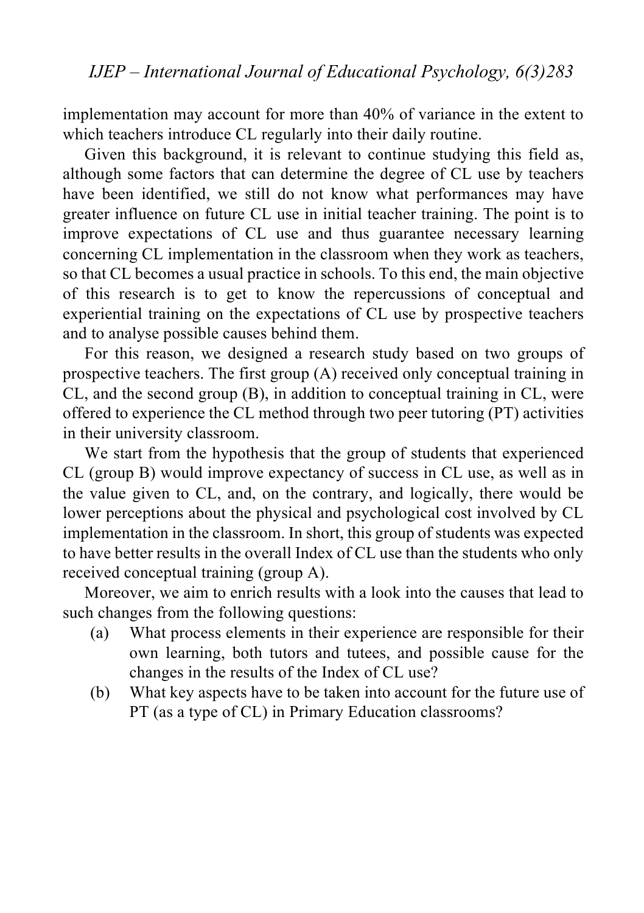implementation may account for more than 40% of variance in the extent to which teachers introduce CL regularly into their daily routine.

Given this background, it is relevant to continue studying this field as, although some factors that can determine the degree of CL use by teachers have been identified, we still do not know what performances may have greater influence on future CL use in initial teacher training. The point is to improve expectations of CL use and thus guarantee necessary learning concerning CL implementation in the classroom when they work as teachers, so that CL becomes a usual practice in schools. To this end, the main objective of this research is to get to know the repercussions of conceptual and experiential training on the expectations of CL use by prospective teachers and to analyse possible causes behind them.

For this reason, we designed a research study based on two groups of prospective teachers. The first group (A) received only conceptual training in CL, and the second group (B), in addition to conceptual training in CL, were offered to experience the CL method through two peer tutoring (PT) activities in their university classroom.

We start from the hypothesis that the group of students that experienced CL (group B) would improve expectancy of success in CL use, as well as in the value given to CL, and, on the contrary, and logically, there would be lower perceptions about the physical and psychological cost involved by CL implementation in the classroom. In short, this group of students was expected to have better results in the overall Index of CL use than the students who only received conceptual training (group A).

Moreover, we aim to enrich results with a look into the causes that lead to such changes from the following questions:

(a) What process elements in their experience are responsible for their own learning, both tutors and tutees, and possible cause for the changes in the results of the Index of CL use?

(b) What key aspects have to be taken into account for the future use of PT (as a type of CL) in Primary Education classrooms?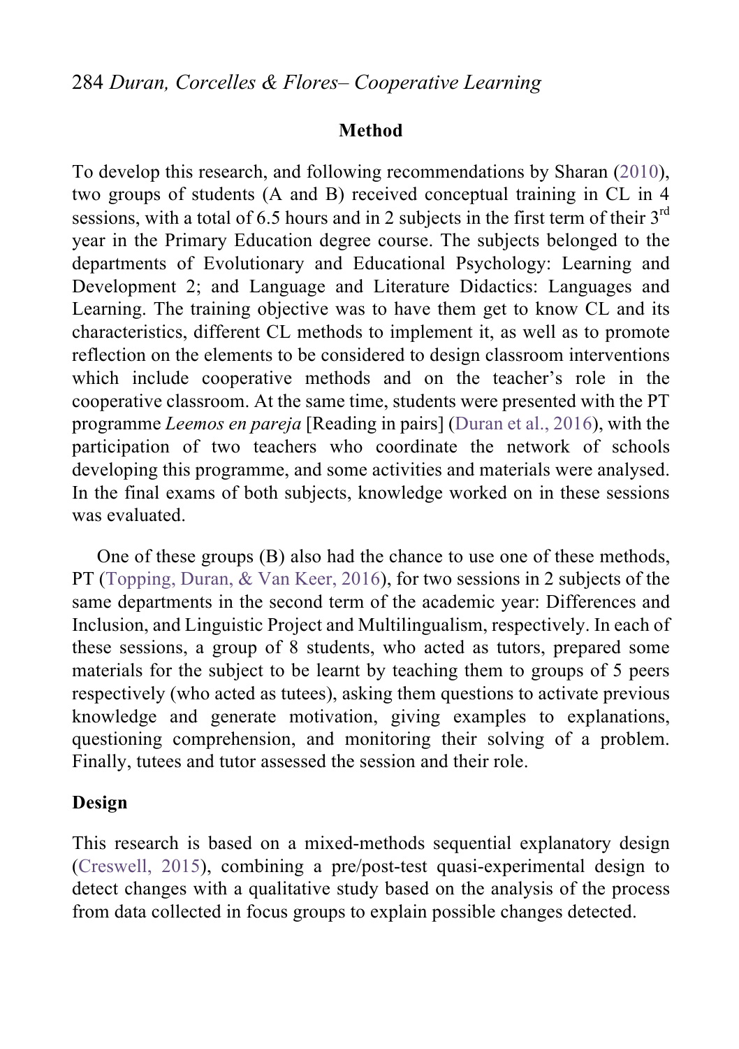## Method

To develop this research, and following recommendations by Sharan (2010), two groups of students (A and B) received conceptual training in CL in 4 sessions, with a total of 6.5 hours and in 2 subjects in the first term of their 3rd year in the Primary Education degree course. The subjects belonged to the departments of Evolutionary and Educational Psychology: Learning and Development 2; and Language and Literature Didactics: Languages and Learning. The training objective was to have them get to know CL and its characteristics, different CL methods to implement it, as well as to promote reflection on the elements to be considered to design classroom interventions which include cooperative methods and on the teacher's role in the cooperative classroom. At the same time, students were presented with the PT programme *Leemos en pareja* [Reading in pairs] (Duran et al., 2016), with the participation of two teachers who coordinate the network of schools developing this programme, and some activities and materials were analysed. In the final exams of both subjects, knowledge worked on in these sessions was evaluated.

One of these groups (B) also had the chance to use one of these methods, PT (Topping, Duran, & Van Keer, 2016), for two sessions in 2 subjects of the same departments in the second term of the academic year: Differences and Inclusion, and Linguistic Project and Multilingualism, respectively. In each of these sessions, a group of 8 students, who acted as tutors, prepared some materials for the subject to be learnt by teaching them to groups of 5 peers respectively (who acted as tutees), asking them questions to activate previous knowledge and generate motivation, giving examples to explanations, questioning comprehension, and monitoring their solving of a problem. Finally, tutees and tutor assessed the session and their role.

### Design

This research is based on a mixed-methods sequential explanatory design (Creswell, 2015), combining a pre/post-test quasi-experimental design to detect changes with a qualitative study based on the analysis of the process from data collected in focus groups to explain possible changes detected.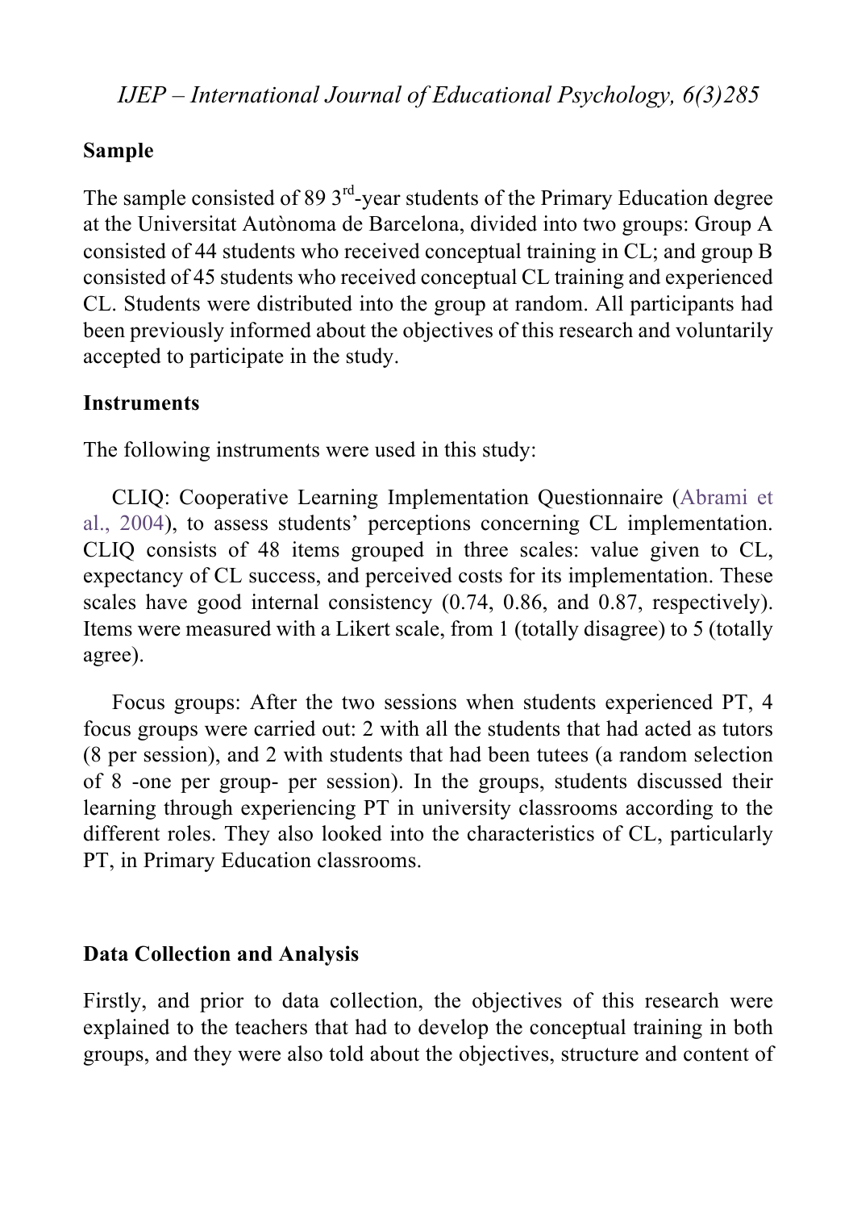## Sample

The sample consisted of 89 3rd-year students of the Primary Education degree at the Universitat Autònoma de Barcelona, divided into two groups: Group A consisted of 44 students who received conceptual training in CL; and group B consisted of 45 students who received conceptual CL training and experienced CL. Students were distributed into the group at random. All participants had been previously informed about the objectives of this research and voluntarily accepted to participate in the study.

## Instruments

The following instruments were used in this study:

CLIQ: Cooperative Learning Implementation Questionnaire (Abrami et al., 2004), to assess students' perceptions concerning CL implementation. CLIQ consists of 48 items grouped in three scales: value given to CL, expectancy of CL success, and perceived costs for its implementation. These scales have good internal consistency (0.74, 0.86, and 0.87, respectively). Items were measured with a Likert scale, from 1 (totally disagree) to 5 (totally agree).

Focus groups: After the two sessions when students experienced PT, 4 focus groups were carried out: 2 with all the students that had acted as tutors (8 per session), and 2 with students that had been tutees (a random selection of 8 -one per group- per session). In the groups, students discussed their learning through experiencing PT in university classrooms according to the different roles. They also looked into the characteristics of CL, particularly PT, in Primary Education classrooms.

## Data Collection and Analysis

Firstly, and prior to data collection, the objectives of this research were explained to the teachers that had to develop the conceptual training in both groups, and they were also told about the objectives, structure and content of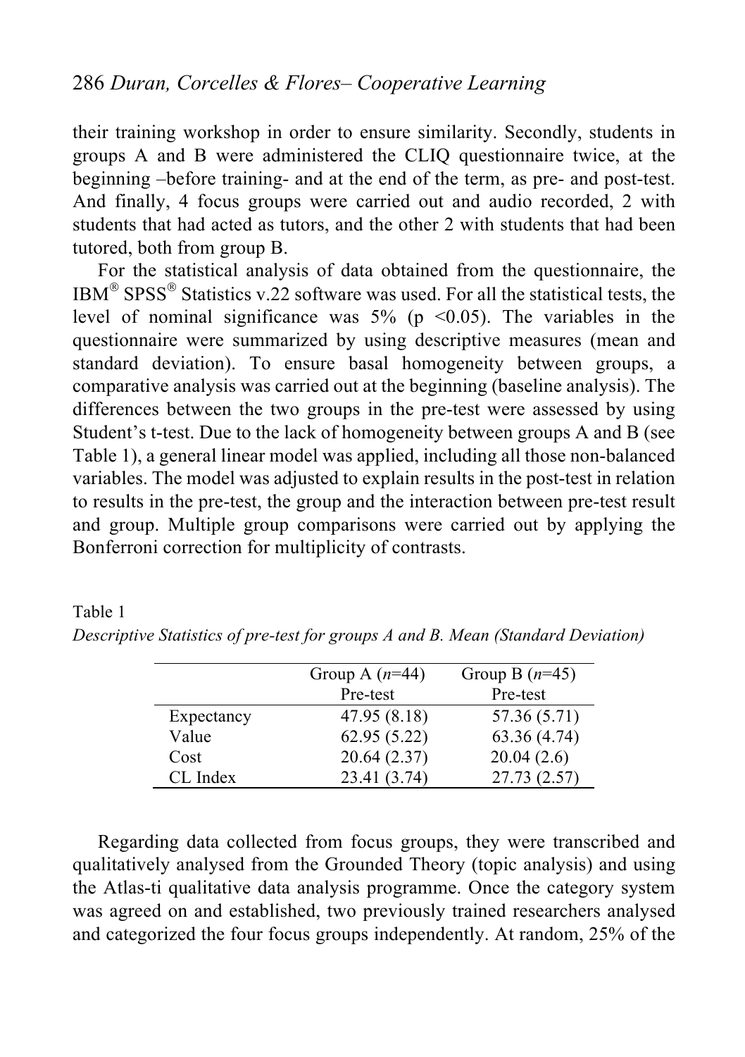their training workshop in order to ensure similarity. Secondly, students in groups A and B were administered the CLIQ questionnaire twice, at the beginning –before training- and at the end of the term, as pre- and post-test. And finally, 4 focus groups were carried out and audio recorded, 2 with students that had acted as tutors, and the other 2 with students that had been tutored, both from group B.

For the statistical analysis of data obtained from the questionnaire, the IBM® SPSS® Statistics v.22 software was used. For all the statistical tests, the level of nominal significance was 5% ($p < 0.05$). The variables in the questionnaire were summarized by using descriptive measures (mean and standard deviation). To ensure basal homogeneity between groups, a comparative analysis was carried out at the beginning (baseline analysis). The differences between the two groups in the pre-test were assessed by using Student's t-test. Due to the lack of homogeneity between groups A and B (see Table 1), a general linear model was applied, including all those non-balanced variables. The model was adjusted to explain results in the post-test in relation to results in the pre-test, the group and the interaction between pre-test result and group. Multiple group comparisons were carried out by applying the Bonferroni correction for multiplicity of contrasts.

Table 1
*Descriptive Statistics of pre-test for groups A and B. Mean (Standard Deviation)*

| | Group A (*n*=44) Pre-test | Group B (*n*=45) Pre-test |
|---|---|---|
| Expectancy | 47.95 (8.18) | 57.36 (5.71) |
| Value | 62.95 (5.22) | 63.36 (4.74) |
| Cost | 20.64 (2.37) | 20.04 (2.6) |
| CL Index | 23.41 (3.74) | 27.73 (2.57) |

Regarding data collected from focus groups, they were transcribed and qualitatively analysed from the Grounded Theory (topic analysis) and using the Atlas-ti qualitative data analysis programme. Once the category system was agreed on and established, two previously trained researchers analysed and categorized the four focus groups independently. At random, 25% of the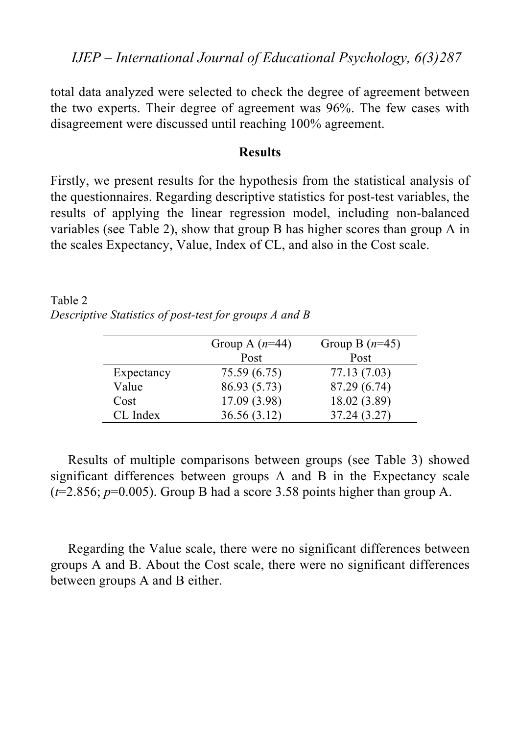total data analyzed were selected to check the degree of agreement between the two experts. Their degree of agreement was 96%. The few cases with disagreement were discussed until reaching 100% agreement.

## Results

Firstly, we present results for the hypothesis from the statistical analysis of the questionnaires. Regarding descriptive statistics for post-test variables, the results of applying the linear regression model, including non-balanced variables (see Table 2), show that group B has higher scores than group A in the scales Expectancy, Value, Index of CL, and also in the Cost scale.

Table 2
*Descriptive Statistics of post-test for groups A and B*

| | Group A (*n*=44) Post | Group B (*n*=45) Post |
|---|---|---|
| Expectancy | 75.59 (6.75) | 77.13 (7.03) |
| Value | 86.93 (5.73) | 87.29 (6.74) |
| Cost | 17.09 (3.98) | 18.02 (3.89) |
| CL Index | 36.56 (3.12) | 37.24 (3.27) |

Results of multiple comparisons between groups (see Table 3) showed significant differences between groups A and B in the Expectancy scale ($t$=2.856; $p$=0.005). Group B had a score 3.58 points higher than group A.

Regarding the Value scale, there were no significant differences between groups A and B. About the Cost scale, there were no significant differences between groups A and B either.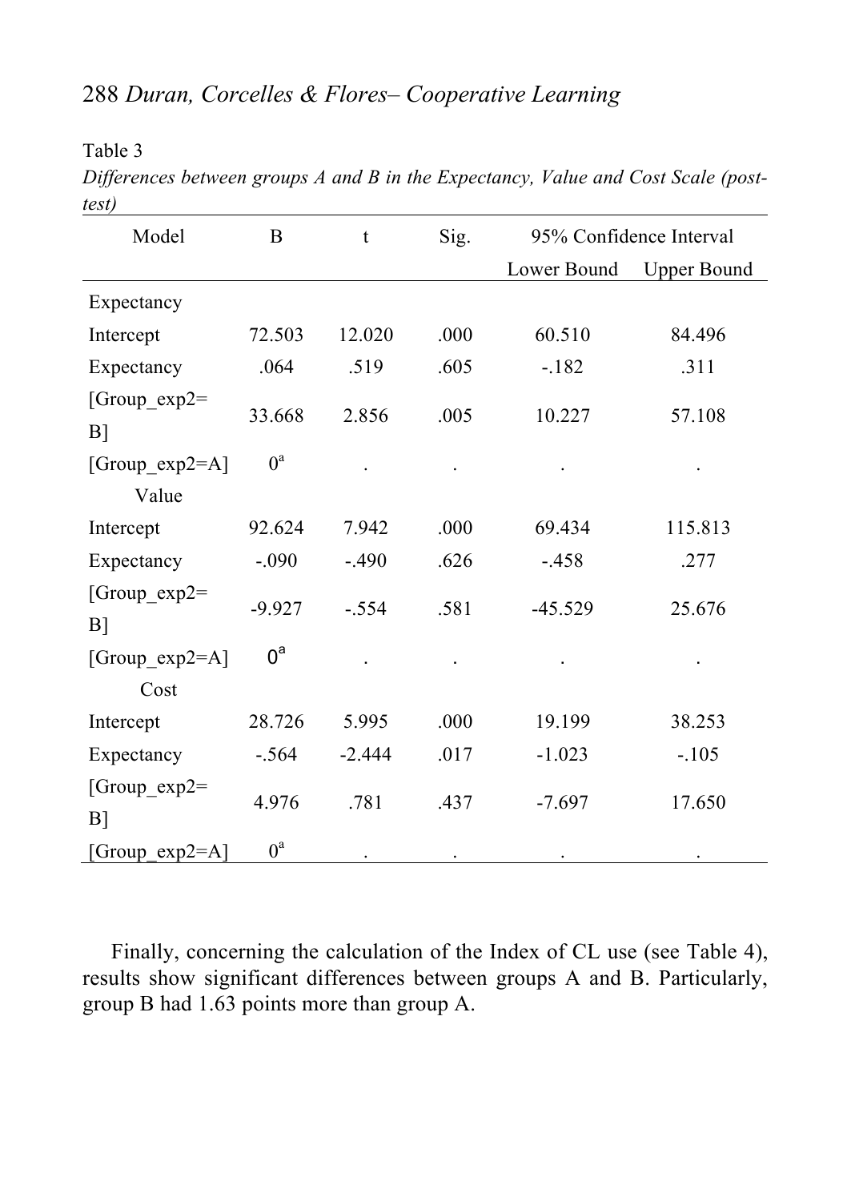Table 3

*Differences between groups A and B in the Expectancy, Value and Cost Scale (post-test)*

| Model | B | t | Sig. | 95% Confidence Interval | |
|---|---|---|---|---|---|
| | | | | Lower Bound | Upper Bound |
| Expectancy | | | | | |
| Intercept | 72.503 | 12.020 | .000 | 60.510 | 84.496 |
| Expectancy | .064 | .519 | .605 | -.182 | .311 |
| [Group_exp2= B] | 33.668 | 2.856 | .005 | 10.227 | 57.108 |
| [Group_exp2=A] | 0[a] | . | . | . | . |
| Value | | | | | |
| Intercept | 92.624 | 7.942 | .000 | 69.434 | 115.813 |
| Expectancy | -.090 | -.490 | .626 | -.458 | .277 |
| [Group_exp2= B] | -9.927 | -.554 | .581 | -45.529 | 25.676 |
| [Group_exp2=A] | 0[a] | . | . | . | . |
| Cost | | | | | |
| Intercept | 28.726 | 5.995 | .000 | 19.199 | 38.253 |
| Expectancy | -.564 | -2.444 | .017 | -1.023 | -.105 |
| [Group_exp2= B] | 4.976 | .781 | .437 | -7.697 | 17.650 |
| [Group_exp2=A] | 0[a] | . | . | . | . |

Finally, concerning the calculation of the Index of CL use (see Table 4), results show significant differences between groups A and B. Particularly, group B had 1.63 points more than group A.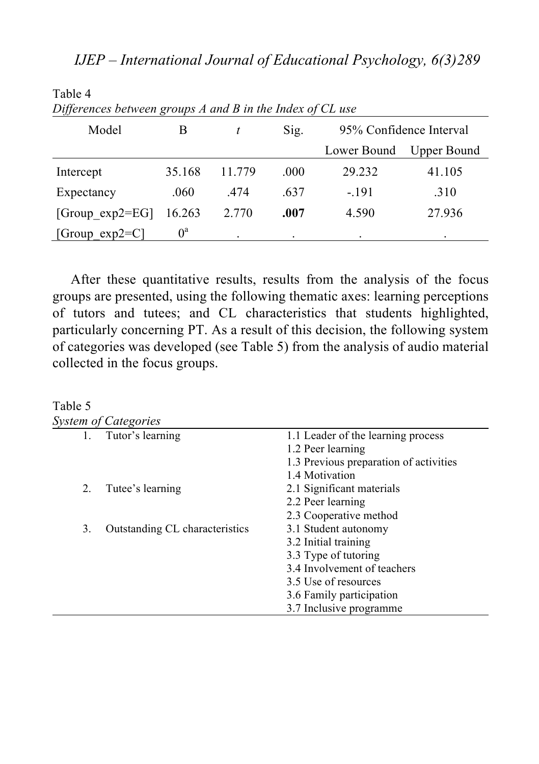Table 4
*Differences between groups A and B in the Index of CL use*

| Model | B | *t* | Sig. | 95% Confidence Interval | |
|---|---|---|---|---|---|
| | | | | Lower Bound | Upper Bound |
| Intercept | 35.168 | 11.779 | .000 | 29.232 | 41.105 |
| Expectancy | .060 | .474 | .637 | -.191 | .310 |
| [Group_exp2=EG] | 16.263 | 2.770 | **.007** | 4.590 | 27.936 |
| [Group_exp2=C] | 0[a] | . | . | . | . |

After these quantitative results, results from the analysis of the focus groups are presented, using the following thematic axes: learning perceptions of tutors and tutees; and CL characteristics that students highlighted, particularly concerning PT. As a result of this decision, the following system of categories was developed (see Table 5) from the analysis of audio material collected in the focus groups.

Table 5
*System of Categories*

| Category | Subcategories |
|---|---|
| 1. Tutor's learning | 1.1 Leader of the learning process |
| | 1.2 Peer learning |
| | 1.3 Previous preparation of activities |
| | 1.4 Motivation |
| 2. Tutee's learning | 2.1 Significant materials |
| | 2.2 Peer learning |
| | 2.3 Cooperative method |
| 3. Outstanding CL characteristics | 3.1 Student autonomy |
| | 3.2 Initial training |
| | 3.3 Type of tutoring |
| | 3.4 Involvement of teachers |
| | 3.5 Use of resources |
| | 3.6 Family participation |
| | 3.7 Inclusive programme |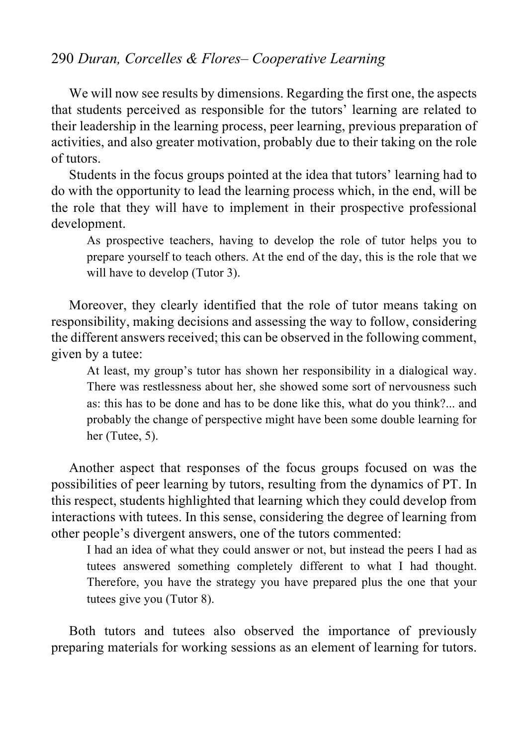We will now see results by dimensions. Regarding the first one, the aspects that students perceived as responsible for the tutors' learning are related to their leadership in the learning process, peer learning, previous preparation of activities, and also greater motivation, probably due to their taking on the role of tutors.

Students in the focus groups pointed at the idea that tutors' learning had to do with the opportunity to lead the learning process which, in the end, will be the role that they will have to implement in their prospective professional development.

> As prospective teachers, having to develop the role of tutor helps you to prepare yourself to teach others. At the end of the day, this is the role that we will have to develop (Tutor 3).

Moreover, they clearly identified that the role of tutor means taking on responsibility, making decisions and assessing the way to follow, considering the different answers received; this can be observed in the following comment, given by a tutee:

> At least, my group's tutor has shown her responsibility in a dialogical way. There was restlessness about her, she showed some sort of nervousness such as: this has to be done and has to be done like this, what do you think?... and probably the change of perspective might have been some double learning for her (Tutee, 5).

Another aspect that responses of the focus groups focused on was the possibilities of peer learning by tutors, resulting from the dynamics of PT. In this respect, students highlighted that learning which they could develop from interactions with tutees. In this sense, considering the degree of learning from other people's divergent answers, one of the tutors commented:

> I had an idea of what they could answer or not, but instead the peers I had as tutees answered something completely different to what I had thought. Therefore, you have the strategy you have prepared plus the one that your tutees give you (Tutor 8).

Both tutors and tutees also observed the importance of previously preparing materials for working sessions as an element of learning for tutors.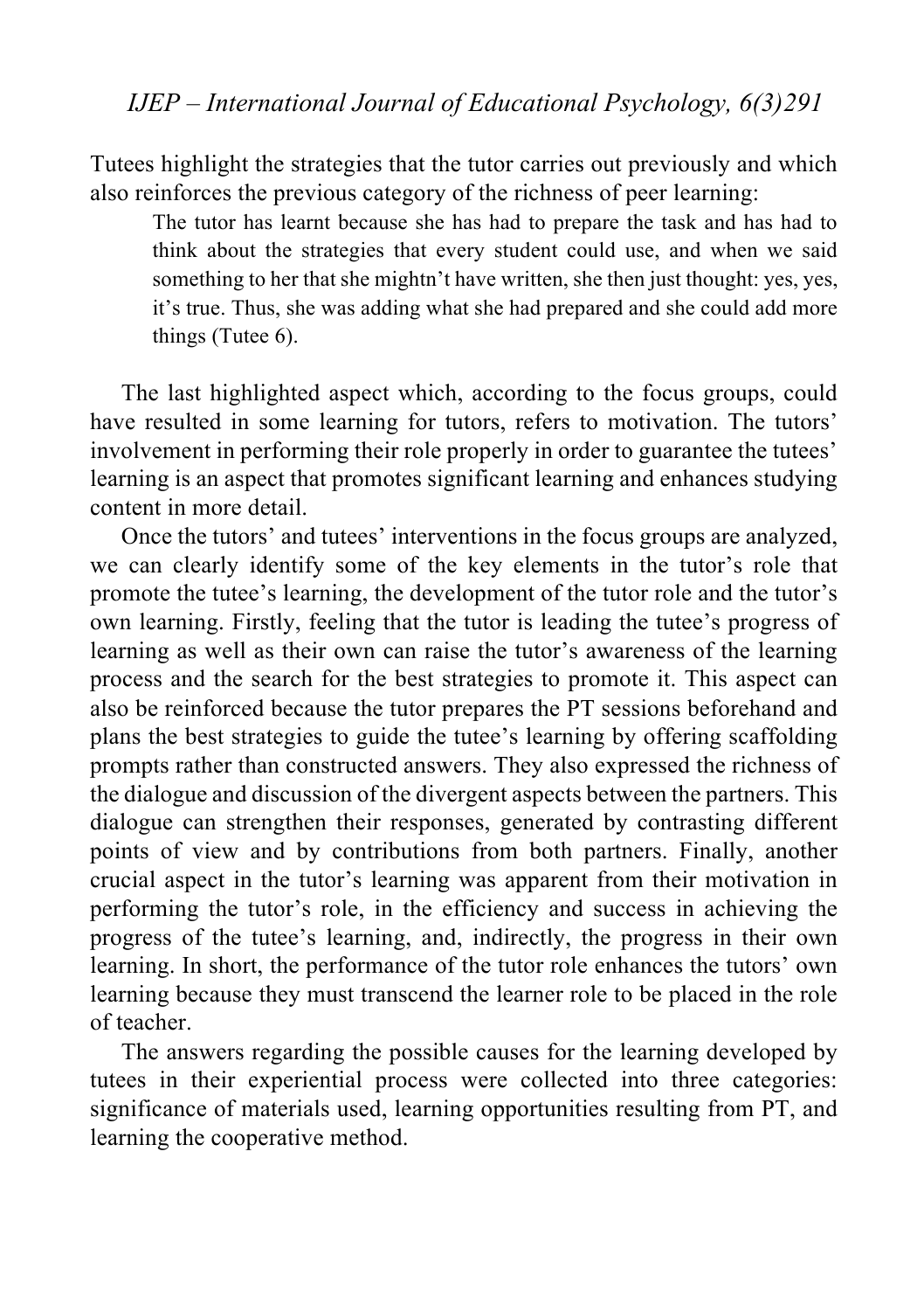Tutees highlight the strategies that the tutor carries out previously and which also reinforces the previous category of the richness of peer learning:

> The tutor has learnt because she has had to prepare the task and has had to think about the strategies that every student could use, and when we said something to her that she mightn't have written, she then just thought: yes, yes, it's true. Thus, she was adding what she had prepared and she could add more things (Tutee 6).

The last highlighted aspect which, according to the focus groups, could have resulted in some learning for tutors, refers to motivation. The tutors' involvement in performing their role properly in order to guarantee the tutees' learning is an aspect that promotes significant learning and enhances studying content in more detail.

Once the tutors' and tutees' interventions in the focus groups are analyzed, we can clearly identify some of the key elements in the tutor's role that promote the tutee's learning, the development of the tutor role and the tutor's own learning. Firstly, feeling that the tutor is leading the tutee's progress of learning as well as their own can raise the tutor's awareness of the learning process and the search for the best strategies to promote it. This aspect can also be reinforced because the tutor prepares the PT sessions beforehand and plans the best strategies to guide the tutee's learning by offering scaffolding prompts rather than constructed answers. They also expressed the richness of the dialogue and discussion of the divergent aspects between the partners. This dialogue can strengthen their responses, generated by contrasting different points of view and by contributions from both partners. Finally, another crucial aspect in the tutor's learning was apparent from their motivation in performing the tutor's role, in the efficiency and success in achieving the progress of the tutee's learning, and, indirectly, the progress in their own learning. In short, the performance of the tutor role enhances the tutors' own learning because they must transcend the learner role to be placed in the role of teacher.

The answers regarding the possible causes for the learning developed by tutees in their experiential process were collected into three categories: significance of materials used, learning opportunities resulting from PT, and learning the cooperative method.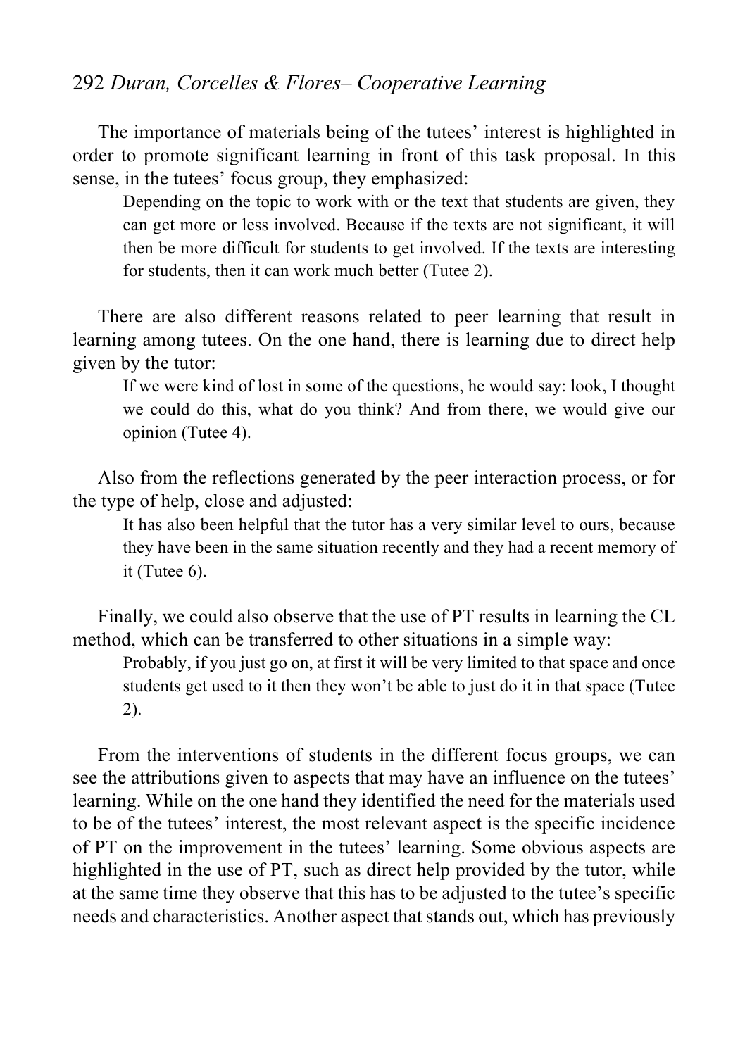The importance of materials being of the tutees' interest is highlighted in order to promote significant learning in front of this task proposal. In this sense, in the tutees' focus group, they emphasized:

> Depending on the topic to work with or the text that students are given, they can get more or less involved. Because if the texts are not significant, it will then be more difficult for students to get involved. If the texts are interesting for students, then it can work much better (Tutee 2).

There are also different reasons related to peer learning that result in learning among tutees. On the one hand, there is learning due to direct help given by the tutor:

> If we were kind of lost in some of the questions, he would say: look, I thought we could do this, what do you think? And from there, we would give our opinion (Tutee 4).

Also from the reflections generated by the peer interaction process, or for the type of help, close and adjusted:

> It has also been helpful that the tutor has a very similar level to ours, because they have been in the same situation recently and they had a recent memory of it (Tutee 6).

Finally, we could also observe that the use of PT results in learning the CL method, which can be transferred to other situations in a simple way:

> Probably, if you just go on, at first it will be very limited to that space and once students get used to it then they won't be able to just do it in that space (Tutee 2).

From the interventions of students in the different focus groups, we can see the attributions given to aspects that may have an influence on the tutees' learning. While on the one hand they identified the need for the materials used to be of the tutees' interest, the most relevant aspect is the specific incidence of PT on the improvement in the tutees' learning. Some obvious aspects are highlighted in the use of PT, such as direct help provided by the tutor, while at the same time they observe that this has to be adjusted to the tutee's specific needs and characteristics. Another aspect that stands out, which has previously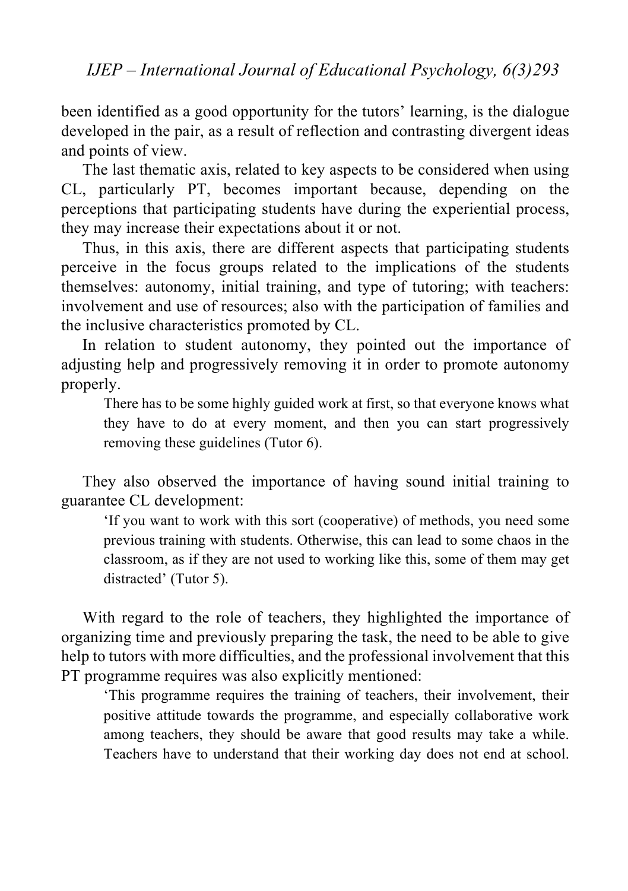been identified as a good opportunity for the tutors' learning, is the dialogue developed in the pair, as a result of reflection and contrasting divergent ideas and points of view.

The last thematic axis, related to key aspects to be considered when using CL, particularly PT, becomes important because, depending on the perceptions that participating students have during the experiential process, they may increase their expectations about it or not.

Thus, in this axis, there are different aspects that participating students perceive in the focus groups related to the implications of the students themselves: autonomy, initial training, and type of tutoring; with teachers: involvement and use of resources; also with the participation of families and the inclusive characteristics promoted by CL.

In relation to student autonomy, they pointed out the importance of adjusting help and progressively removing it in order to promote autonomy properly.

> There has to be some highly guided work at first, so that everyone knows what they have to do at every moment, and then you can start progressively removing these guidelines (Tutor 6).

They also observed the importance of having sound initial training to guarantee CL development:

> 'If you want to work with this sort (cooperative) of methods, you need some previous training with students. Otherwise, this can lead to some chaos in the classroom, as if they are not used to working like this, some of them may get distracted' (Tutor 5).

With regard to the role of teachers, they highlighted the importance of organizing time and previously preparing the task, the need to be able to give help to tutors with more difficulties, and the professional involvement that this PT programme requires was also explicitly mentioned:

> 'This programme requires the training of teachers, their involvement, their positive attitude towards the programme, and especially collaborative work among teachers, they should be aware that good results may take a while. Teachers have to understand that their working day does not end at school.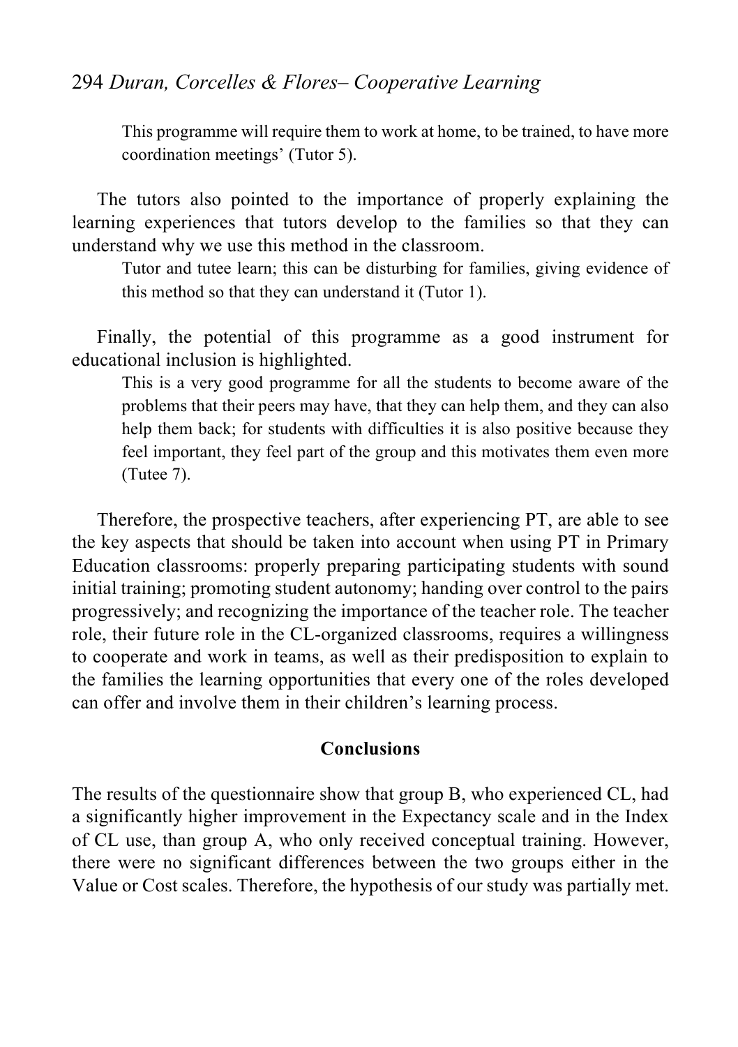> This programme will require them to work at home, to be trained, to have more coordination meetings' (Tutor 5).

The tutors also pointed to the importance of properly explaining the learning experiences that tutors develop to the families so that they can understand why we use this method in the classroom.

> Tutor and tutee learn; this can be disturbing for families, giving evidence of this method so that they can understand it (Tutor 1).

Finally, the potential of this programme as a good instrument for educational inclusion is highlighted.

> This is a very good programme for all the students to become aware of the problems that their peers may have, that they can help them, and they can also help them back; for students with difficulties it is also positive because they feel important, they feel part of the group and this motivates them even more (Tutee 7).

Therefore, the prospective teachers, after experiencing PT, are able to see the key aspects that should be taken into account when using PT in Primary Education classrooms: properly preparing participating students with sound initial training; promoting student autonomy; handing over control to the pairs progressively; and recognizing the importance of the teacher role. The teacher role, their future role in the CL-organized classrooms, requires a willingness to cooperate and work in teams, as well as their predisposition to explain to the families the learning opportunities that every one of the roles developed can offer and involve them in their children's learning process.

## Conclusions

The results of the questionnaire show that group B, who experienced CL, had a significantly higher improvement in the Expectancy scale and in the Index of CL use, than group A, who only received conceptual training. However, there were no significant differences between the two groups either in the Value or Cost scales. Therefore, the hypothesis of our study was partially met.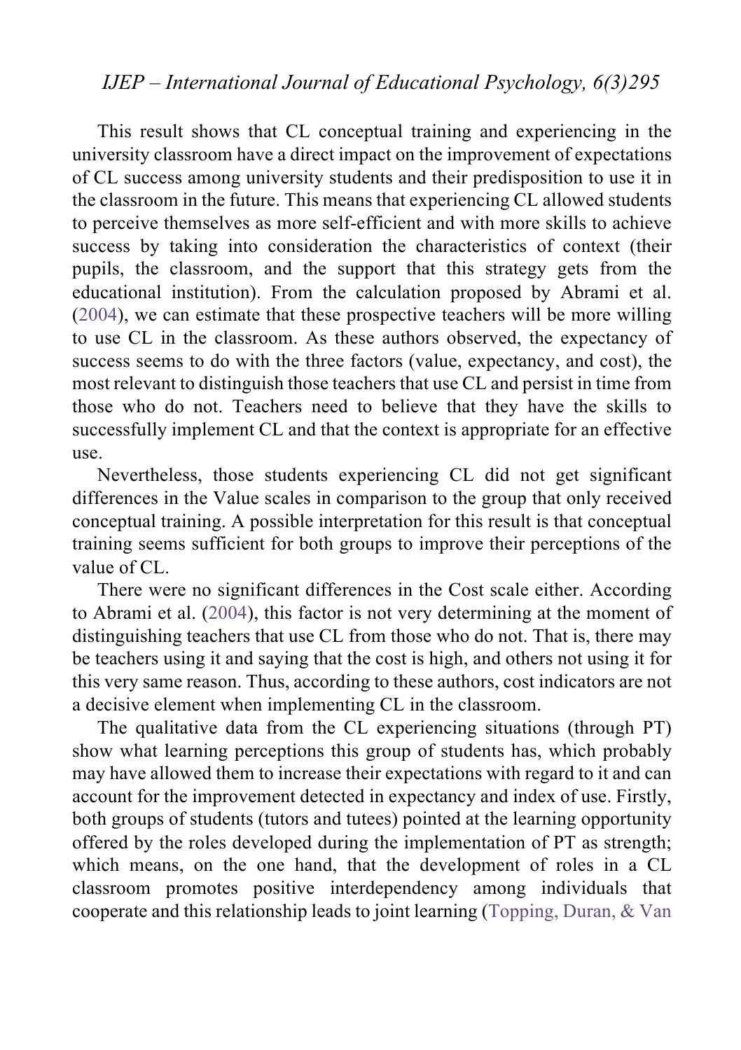This result shows that CL conceptual training and experiencing in the university classroom have a direct impact on the improvement of expectations of CL success among university students and their predisposition to use it in the classroom in the future. This means that experiencing CL allowed students to perceive themselves as more self-efficient and with more skills to achieve success by taking into consideration the characteristics of context (their pupils, the classroom, and the support that this strategy gets from the educational institution). From the calculation proposed by Abrami et al. (2004), we can estimate that these prospective teachers will be more willing to use CL in the classroom. As these authors observed, the expectancy of success seems to do with the three factors (value, expectancy, and cost), the most relevant to distinguish those teachers that use CL and persist in time from those who do not. Teachers need to believe that they have the skills to successfully implement CL and that the context is appropriate for an effective use.

Nevertheless, those students experiencing CL did not get significant differences in the Value scales in comparison to the group that only received conceptual training. A possible interpretation for this result is that conceptual training seems sufficient for both groups to improve their perceptions of the value of CL.

There were no significant differences in the Cost scale either. According to Abrami et al. (2004), this factor is not very determining at the moment of distinguishing teachers that use CL from those who do not. That is, there may be teachers using it and saying that the cost is high, and others not using it for this very same reason. Thus, according to these authors, cost indicators are not a decisive element when implementing CL in the classroom.

The qualitative data from the CL experiencing situations (through PT) show what learning perceptions this group of students has, which probably may have allowed them to increase their expectations with regard to it and can account for the improvement detected in expectancy and index of use. Firstly, both groups of students (tutors and tutees) pointed at the learning opportunity offered by the roles developed during the implementation of PT as strength; which means, on the one hand, that the development of roles in a CL classroom promotes positive interdependency among individuals that cooperate and this relationship leads to joint learning (Topping, Duran, & Van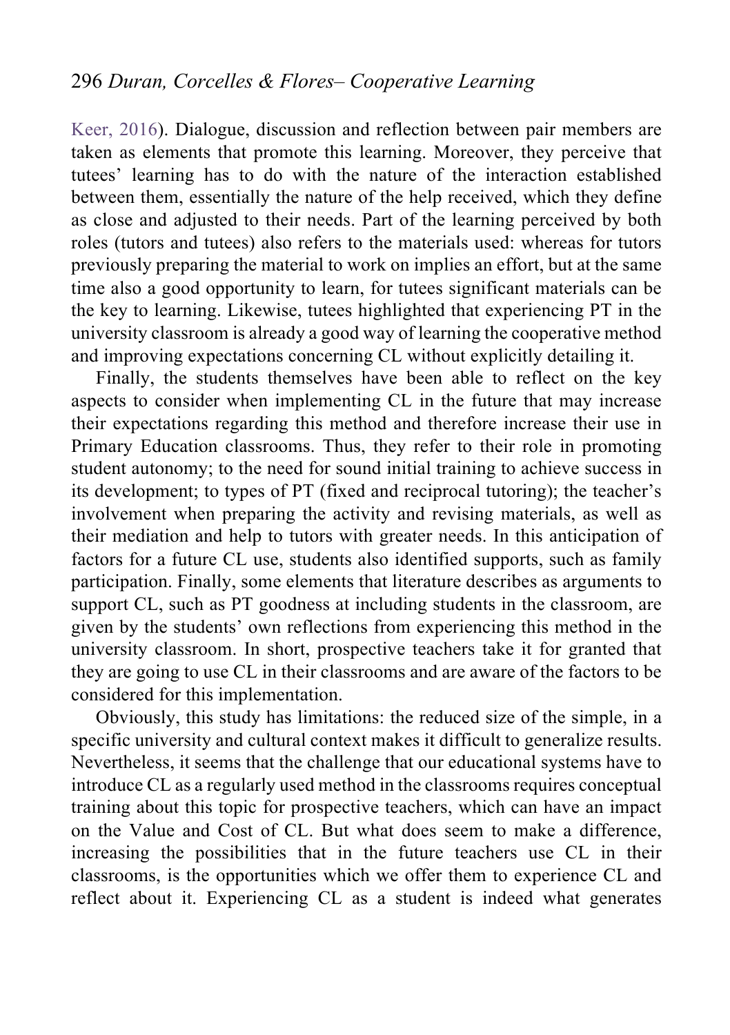Keer, 2016). Dialogue, discussion and reflection between pair members are taken as elements that promote this learning. Moreover, they perceive that tutees' learning has to do with the nature of the interaction established between them, essentially the nature of the help received, which they define as close and adjusted to their needs. Part of the learning perceived by both roles (tutors and tutees) also refers to the materials used: whereas for tutors previously preparing the material to work on implies an effort, but at the same time also a good opportunity to learn, for tutees significant materials can be the key to learning. Likewise, tutees highlighted that experiencing PT in the university classroom is already a good way of learning the cooperative method and improving expectations concerning CL without explicitly detailing it.

Finally, the students themselves have been able to reflect on the key aspects to consider when implementing CL in the future that may increase their expectations regarding this method and therefore increase their use in Primary Education classrooms. Thus, they refer to their role in promoting student autonomy; to the need for sound initial training to achieve success in its development; to types of PT (fixed and reciprocal tutoring); the teacher's involvement when preparing the activity and revising materials, as well as their mediation and help to tutors with greater needs. In this anticipation of factors for a future CL use, students also identified supports, such as family participation. Finally, some elements that literature describes as arguments to support CL, such as PT goodness at including students in the classroom, are given by the students' own reflections from experiencing this method in the university classroom. In short, prospective teachers take it for granted that they are going to use CL in their classrooms and are aware of the factors to be considered for this implementation.

Obviously, this study has limitations: the reduced size of the simple, in a specific university and cultural context makes it difficult to generalize results. Nevertheless, it seems that the challenge that our educational systems have to introduce CL as a regularly used method in the classrooms requires conceptual training about this topic for prospective teachers, which can have an impact on the Value and Cost of CL. But what does seem to make a difference, increasing the possibilities that in the future teachers use CL in their classrooms, is the opportunities which we offer them to experience CL and reflect about it. Experiencing CL as a student is indeed what generates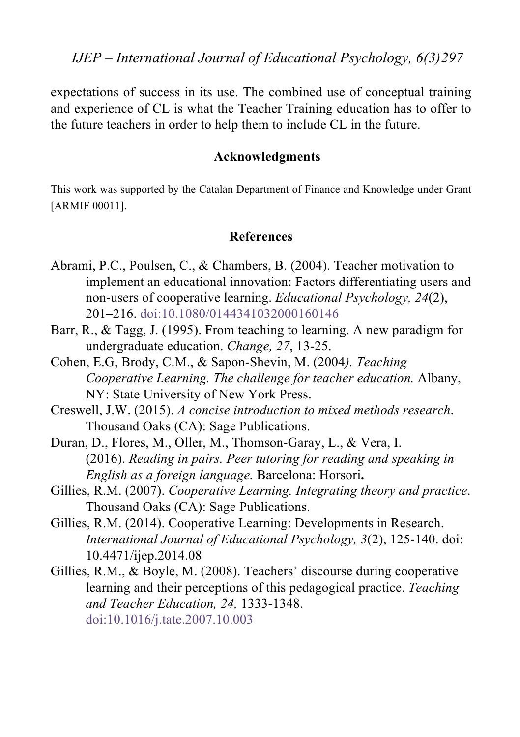expectations of success in its use. The combined use of conceptual training and experience of CL is what the Teacher Training education has to offer to the future teachers in order to help them to include CL in the future.

## Acknowledgments

This work was supported by the Catalan Department of Finance and Knowledge under Grant [ARMIF 00011].

## References

Abrami, P.C., Poulsen, C., & Chambers, B. (2004). Teacher motivation to implement an educational innovation: Factors differentiating users and non-users of cooperative learning. *Educational Psychology, 24*(2), 201–216. doi:10.1080/0144341032000160146

Barr, R., & Tagg, J. (1995). From teaching to learning. A new paradigm for undergraduate education. *Change, 27*, 13-25.

Cohen, E.G, Brody, C.M., & Sapon-Shevin, M. (2004*). Teaching Cooperative Learning. The challenge for teacher education.* Albany, NY: State University of New York Press.

Creswell, J.W. (2015). *A concise introduction to mixed methods research*. Thousand Oaks (CA): Sage Publications.

Duran, D., Flores, M., Oller, M., Thomson-Garay, L., & Vera, I. (2016). *Reading in pairs. Peer tutoring for reading and speaking in English as a foreign language.* Barcelona: Horsori**.**

Gillies, R.M. (2007). *Cooperative Learning. Integrating theory and practice*. Thousand Oaks (CA): Sage Publications.

Gillies, R.M. (2014). Cooperative Learning: Developments in Research. *International Journal of Educational Psychology, 3*(2), 125-140. doi: 10.4471/ijep.2014.08

Gillies, R.M., & Boyle, M. (2008). Teachers' discourse during cooperative learning and their perceptions of this pedagogical practice. *Teaching and Teacher Education, 24,* 1333-1348. doi:10.1016/j.tate.2007.10.003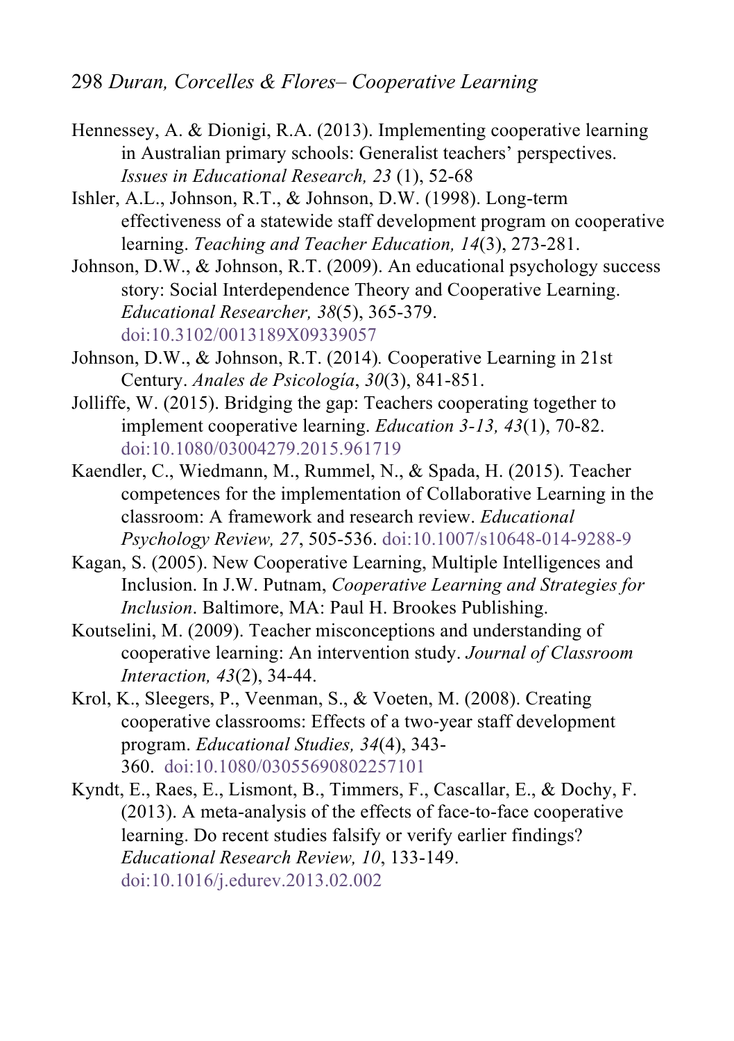Hennessey, A. & Dionigi, R.A. (2013). Implementing cooperative learning in Australian primary schools: Generalist teachers' perspectives. *Issues in Educational Research, 23* (1), 52-68

Ishler, A.L., Johnson, R.T., & Johnson, D.W. (1998). Long-term effectiveness of a statewide staff development program on cooperative learning. *Teaching and Teacher Education, 14*(3), 273-281.

Johnson, D.W., & Johnson, R.T. (2009). An educational psychology success story: Social Interdependence Theory and Cooperative Learning. *Educational Researcher, 38*(5), 365-379. doi:10.3102/0013189X09339057

Johnson, D.W., & Johnson, R.T. (2014). Cooperative Learning in 21st Century. *Anales de Psicología*, *30*(3), 841-851.

Jolliffe, W. (2015). Bridging the gap: Teachers cooperating together to implement cooperative learning. *Education 3-13, 43*(1), 70-82. doi:10.1080/03004279.2015.961719

Kaendler, C., Wiedmann, M., Rummel, N., & Spada, H. (2015). Teacher competences for the implementation of Collaborative Learning in the classroom: A framework and research review. *Educational Psychology Review, 27*, 505-536. doi:10.1007/s10648-014-9288-9

Kagan, S. (2005). New Cooperative Learning, Multiple Intelligences and Inclusion. In J.W. Putnam, *Cooperative Learning and Strategies for Inclusion*. Baltimore, MA: Paul H. Brookes Publishing.

Koutselini, M. (2009). Teacher misconceptions and understanding of cooperative learning: An intervention study. *Journal of Classroom Interaction, 43*(2), 34-44.

Krol, K., Sleegers, P., Veenman, S., & Voeten, M. (2008). Creating cooperative classrooms: Effects of a two-year staff development program. *Educational Studies, 34*(4), 343-360. doi:10.1080/03055690802257101

Kyndt, E., Raes, E., Lismont, B., Timmers, F., Cascallar, E., & Dochy, F. (2013). A meta-analysis of the effects of face-to-face cooperative learning. Do recent studies falsify or verify earlier findings? *Educational Research Review, 10*, 133-149. doi:10.1016/j.edurev.2013.02.002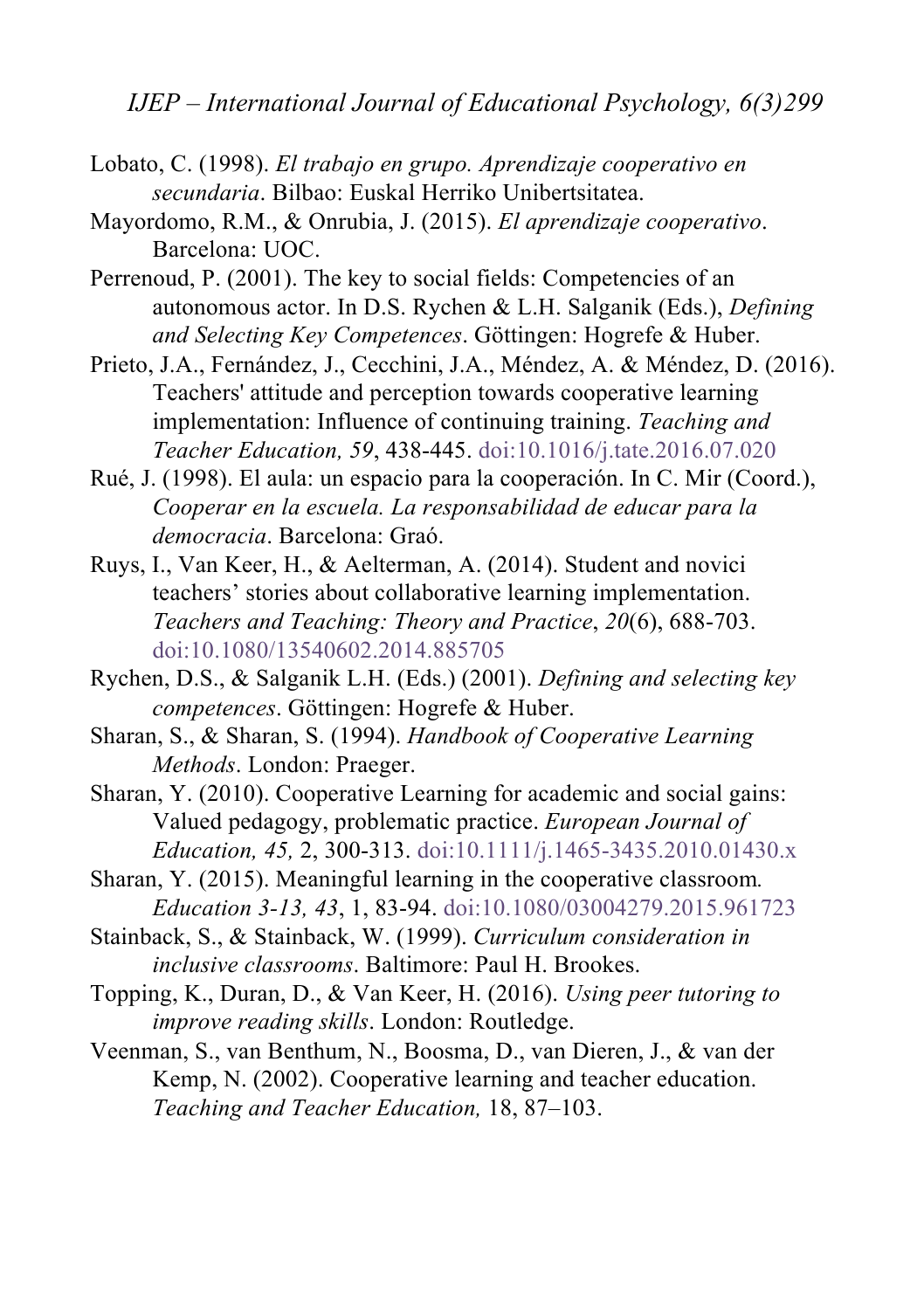Lobato, C. (1998). *El trabajo en grupo. Aprendizaje cooperativo en secundaria*. Bilbao: Euskal Herriko Unibertsitatea.

Mayordomo, R.M., & Onrubia, J. (2015). *El aprendizaje cooperativo*. Barcelona: UOC.

Perrenoud, P. (2001). The key to social fields: Competencies of an autonomous actor. In D.S. Rychen & L.H. Salganik (Eds.), *Defining and Selecting Key Competences*. Göttingen: Hogrefe & Huber.

Prieto, J.A., Fernández, J., Cecchini, J.A., Méndez, A. & Méndez, D. (2016). Teachers' attitude and perception towards cooperative learning implementation: Influence of continuing training. *Teaching and Teacher Education, 59*, 438-445. doi:10.1016/j.tate.2016.07.020

Rué, J. (1998). El aula: un espacio para la cooperación. In C. Mir (Coord.), *Cooperar en la escuela. La responsabilidad de educar para la democracia*. Barcelona: Graó.

Ruys, I., Van Keer, H., & Aelterman, A. (2014). Student and novici teachers' stories about collaborative learning implementation. *Teachers and Teaching: Theory and Practice*, *20*(6), 688-703. doi:10.1080/13540602.2014.885705

Rychen, D.S., & Salganik L.H. (Eds.) (2001). *Defining and selecting key competences*. Göttingen: Hogrefe & Huber.

Sharan, S., & Sharan, S. (1994). *Handbook of Cooperative Learning Methods*. London: Praeger.

Sharan, Y. (2010). Cooperative Learning for academic and social gains: Valued pedagogy, problematic practice. *European Journal of Education, 45,* 2, 300-313. doi:10.1111/j.1465-3435.2010.01430.x

Sharan, Y. (2015). Meaningful learning in the cooperative classroom. *Education 3-13, 43*, 1, 83-94. doi:10.1080/03004279.2015.961723

Stainback, S., & Stainback, W. (1999). *Curriculum consideration in inclusive classrooms*. Baltimore: Paul H. Brookes.

Topping, K., Duran, D., & Van Keer, H. (2016). *Using peer tutoring to improve reading skills*. London: Routledge.

Veenman, S., van Benthum, N., Boosma, D., van Dieren, J., & van der Kemp, N. (2002). Cooperative learning and teacher education. *Teaching and Teacher Education,* 18, 87–103.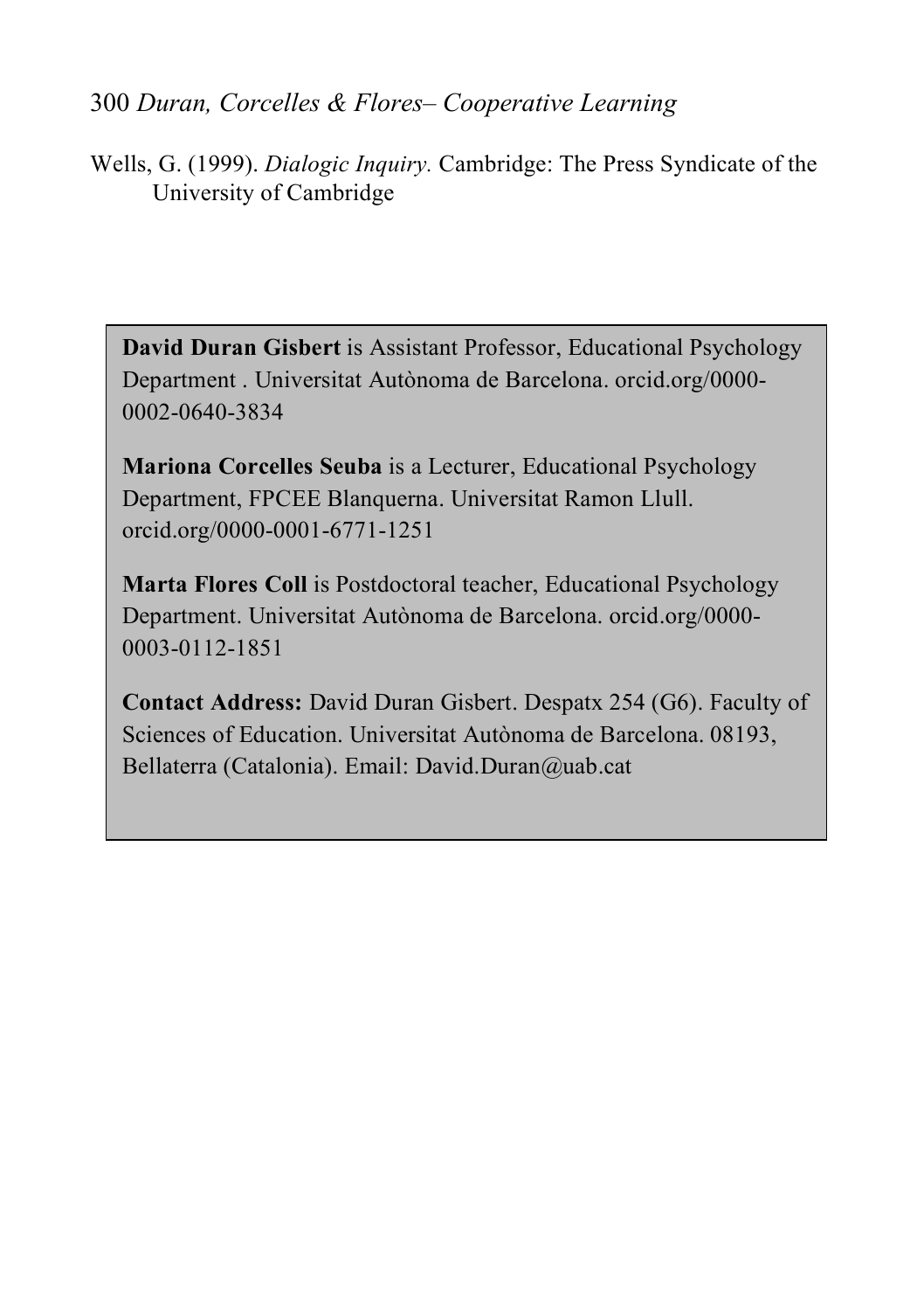Wells, G. (1999). *Dialogic Inquiry.* Cambridge: The Press Syndicate of the University of Cambridge

**David Duran Gisbert** is Assistant Professor, Educational Psychology Department . Universitat Autònoma de Barcelona. orcid.org/0000-0002-0640-3834

**Mariona Corcelles Seuba** is a Lecturer, Educational Psychology Department, FPCEE Blanquerna. Universitat Ramon Llull. orcid.org/0000-0001-6771-1251

**Marta Flores Coll** is Postdoctoral teacher, Educational Psychology Department. Universitat Autònoma de Barcelona. orcid.org/0000-0003-0112-1851

**Contact Address:** David Duran Gisbert. Despatx 254 (G6). Faculty of Sciences of Education. Universitat Autònoma de Barcelona. 08193, Bellaterra (Catalonia). Email: David.Duran@uab.cat